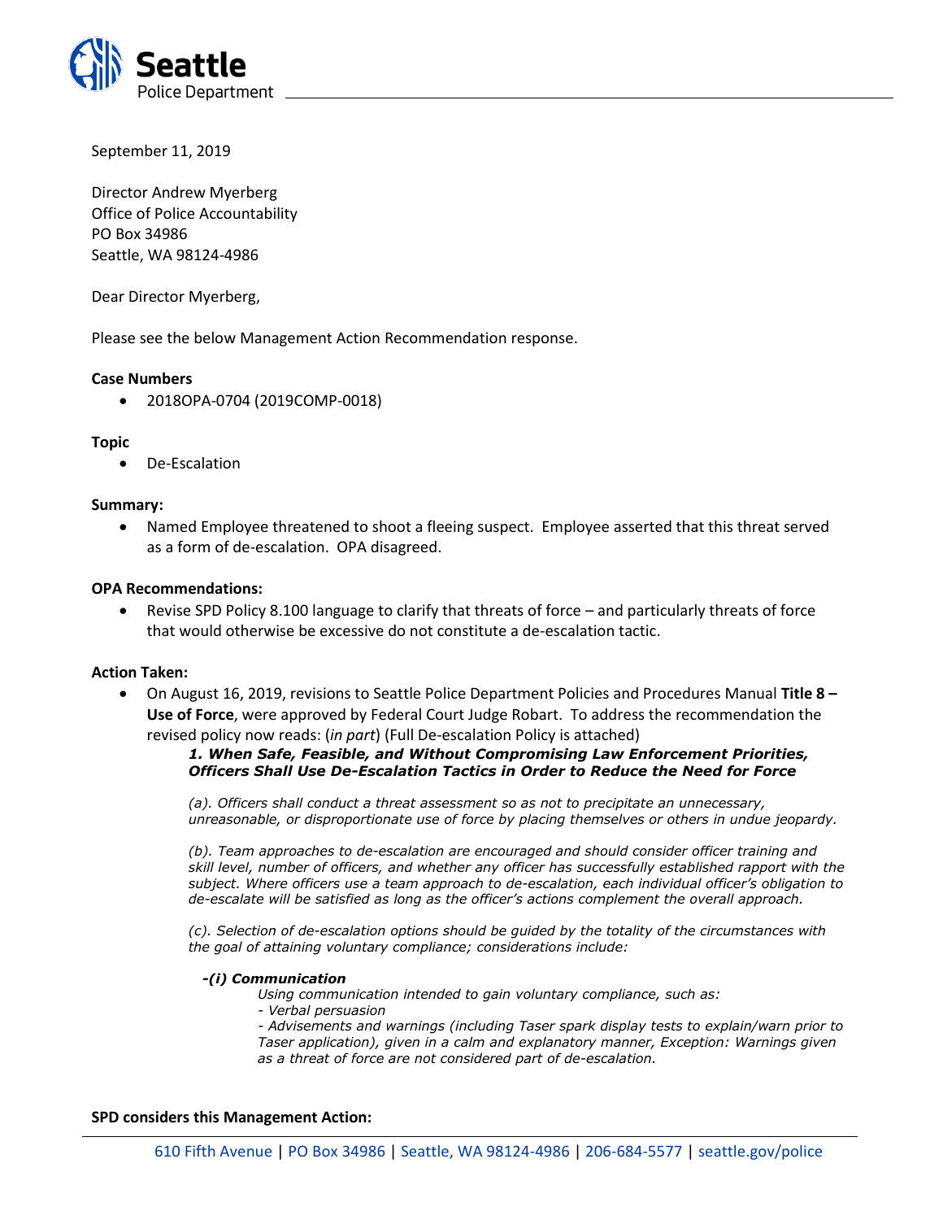September 11, 2019

Director Andrew Myerberg
Office of Police Accountability
PO Box 34986
Seattle, WA 98124-4986

Dear Director Myerberg,

Please see the below Management Action Recommendation response.

**Case Numbers**

- 2018OPA-0704 (2019COMP-0018)

**Topic**

- De-Escalation

**Summary:**

- Named Employee threatened to shoot a fleeing suspect. Employee asserted that this threat served as a form of de-escalation. OPA disagreed.

**OPA Recommendations:**

- Revise SPD Policy 8.100 language to clarify that threats of force – and particularly threats of force that would otherwise be excessive do not constitute a de-escalation tactic.

**Action Taken:**

- On August 16, 2019, revisions to Seattle Police Department Policies and Procedures Manual **Title 8 – Use of Force**, were approved by Federal Court Judge Robart. To address the recommendation the revised policy now reads: (*in part*) (Full De-escalation Policy is attached)

   ***1. When Safe, Feasible, and Without Compromising Law Enforcement Priorities, Officers Shall Use De-Escalation Tactics in Order to Reduce the Need for Force***

   *(a). Officers shall conduct a threat assessment so as not to precipitate an unnecessary, unreasonable, or disproportionate use of force by placing themselves or others in undue jeopardy.*

   *(b). Team approaches to de-escalation are encouraged and should consider officer training and skill level, number of officers, and whether any officer has successfully established rapport with the subject. Where officers use a team approach to de-escalation, each individual officer's obligation to de-escalate will be satisfied as long as the officer's actions complement the overall approach.*

   *(c). Selection of de-escalation options should be guided by the totality of the circumstances with the goal of attaining voluntary compliance; considerations include:*

   ***-(i) Communication***

   *Using communication intended to gain voluntary compliance, such as:*
   *- Verbal persuasion*
   *- Advisements and warnings (including Taser spark display tests to explain/warn prior to Taser application), given in a calm and explanatory manner, Exception: Warnings given as a threat of force are not considered part of de-escalation.*

**SPD considers this Management Action:**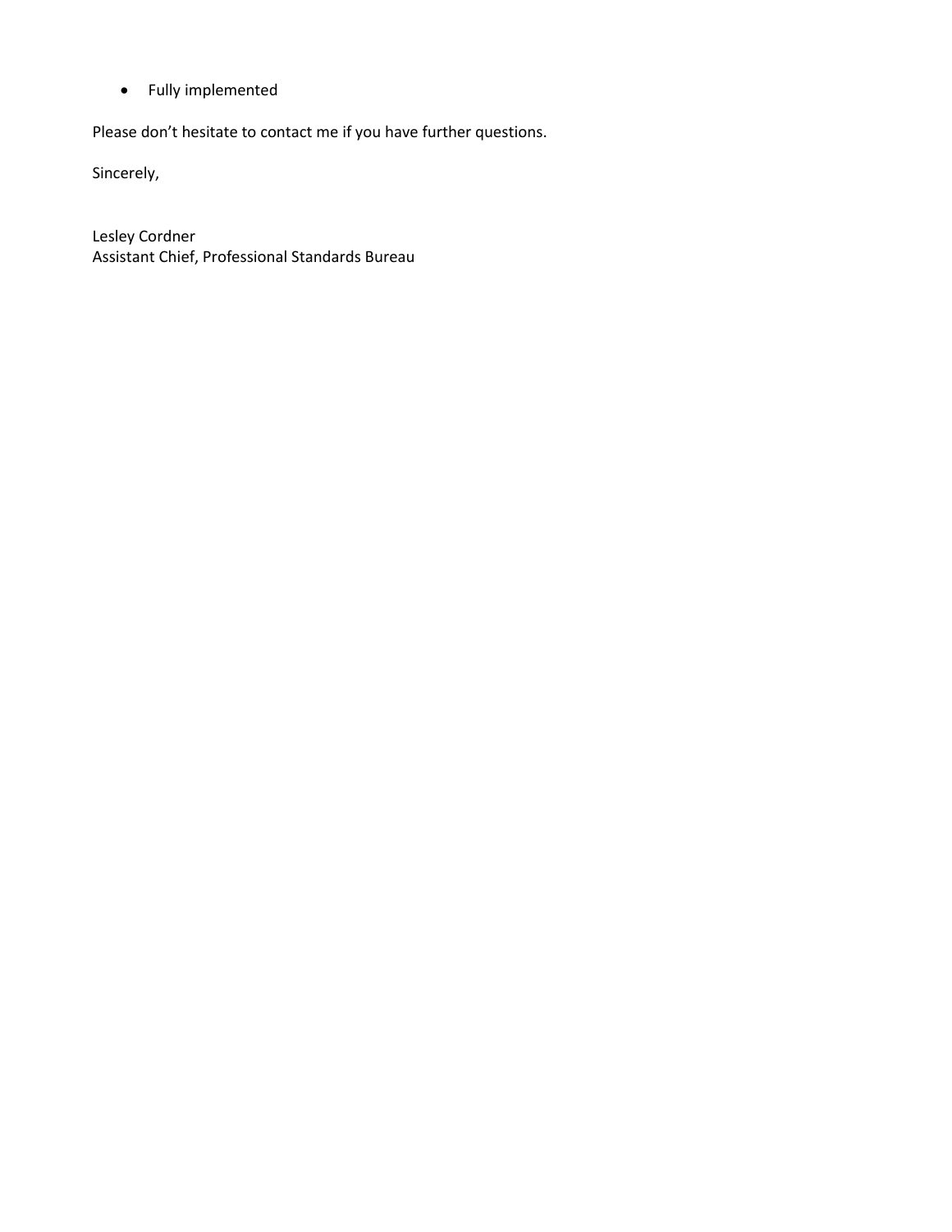- Fully implemented

Please don't hesitate to contact me if you have further questions.

Sincerely,

Lesley Cordner
Assistant Chief, Professional Standards Bureau